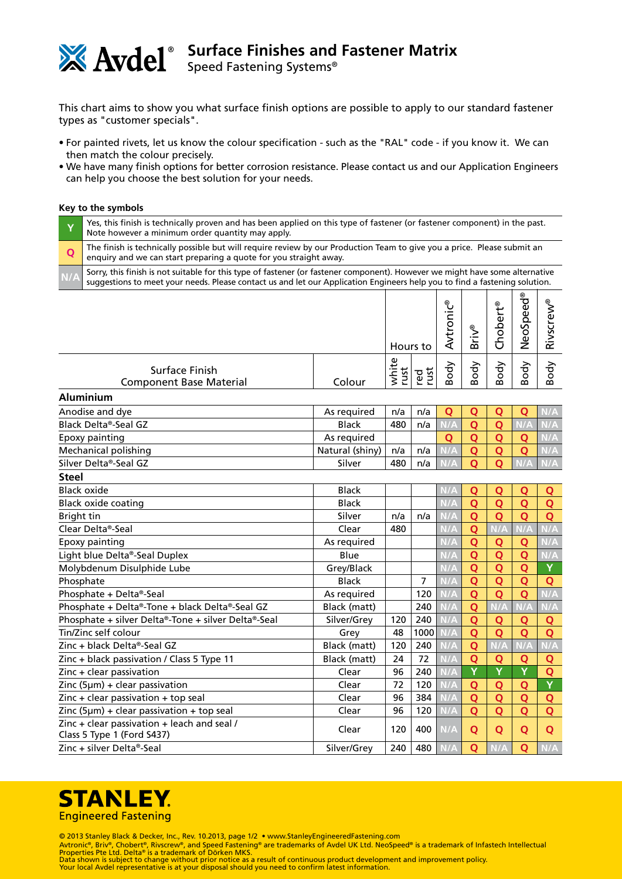# Avdel® Surface Finishes and Fastener Matrix

Speed Fastening Systems®

This chart aims to show you what surface finish options are possible to apply to our standard fastener types as "customer specials".

- For painted rivets, let us know the colour specification - such as the "RAL" code - if you know it. We can then match the colour precisely.
- We have many finish options for better corrosion resistance. Please contact us and our Application Engineers can help you choose the best solution for your needs.

**Key to the symbols**

| Symbol | Meaning |
|---|---|
| Y | Yes, this finish is technically proven and has been applied on this type of fastener (or fastener component) in the past. Note however a minimum order quantity may apply. |
| Q | The finish is technically possible but will require review by our Production Team to give you a price. Please submit an enquiry and we can start preparing a quote for you straight away. |
| N/A | Sorry, this finish is not suitable for this type of fastener (or fastener component). However we might have some alternative suggestions to meet your needs. Please contact us and let our Application Engineers help you to find a fastening solution. |

| Surface Finish / Component Base Material | Colour | Hours to white rust | Hours to red rust | Avtronic® Body | Briv® Body | Chobert® Body | NeoSpeed® Body | Rivscrew® Body |
|---|---|---|---|---|---|---|---|---|
| **Aluminium** | | | | | | | | |
| Anodise and dye | As required | n/a | n/a | Q | Q | Q | Q | N/A |
| Black Delta®-Seal GZ | Black | 480 | n/a | N/A | Q | Q | N/A | N/A |
| Epoxy painting | As required | | | Q | Q | Q | Q | N/A |
| Mechanical polishing | Natural (shiny) | n/a | n/a | N/A | Q | Q | Q | N/A |
| Silver Delta®-Seal GZ | Silver | 480 | n/a | N/A | Q | Q | N/A | N/A |
| **Steel** | | | | | | | | |
| Black oxide | Black | | | N/A | Q | Q | Q | Q |
| Black oxide coating | Black | | | N/A | Q | Q | Q | Q |
| Bright tin | Silver | n/a | n/a | N/A | Q | Q | Q | Q |
| Clear Delta®-Seal | Clear | 480 | | N/A | Q | N/A | N/A | N/A |
| Epoxy painting | As required | | | N/A | Q | Q | Q | N/A |
| Light blue Delta®-Seal Duplex | Blue | | | N/A | Q | Q | Q | N/A |
| Molybdenum Disulphide Lube | Grey/Black | | | N/A | Q | Q | Q | Y |
| Phosphate | Black | | 7 | N/A | Q | Q | Q | Q |
| Phosphate + Delta®-Seal | As required | | 120 | N/A | Q | Q | Q | N/A |
| Phosphate + Delta®-Tone + black Delta®-Seal GZ | Black (matt) | | 240 | N/A | Q | N/A | N/A | N/A |
| Phosphate + silver Delta®-Tone + silver Delta®-Seal | Silver/Grey | 120 | 240 | N/A | Q | Q | Q | Q |
| Tin/Zinc self colour | Grey | 48 | 1000 | N/A | Q | Q | Q | Q |
| Zinc + black Delta®-Seal GZ | Black (matt) | 120 | 240 | N/A | Q | N/A | N/A | N/A |
| Zinc + black passivation / Class 5 Type 11 | Black (matt) | 24 | 72 | N/A | Q | Q | Q | Q |
| Zinc + clear passivation | Clear | 96 | 240 | N/A | Y | Y | Y | Q |
| Zinc (5µm) + clear passivation | Clear | 72 | 120 | N/A | Q | Q | Q | Y |
| Zinc + clear passivation + top seal | Clear | 96 | 384 | N/A | Q | Q | Q | Q |
| Zinc (5µm) + clear passivation + top seal | Clear | 96 | 120 | N/A | Q | Q | Q | Q |
| Zinc + clear passivation + leach and seal / Class 5 Type 1 (Ford S437) | Clear | 120 | 400 | N/A | Q | Q | Q | Q |
| Zinc + silver Delta®-Seal | Silver/Grey | 240 | 480 | N/A | Q | N/A | Q | N/A |

**STANLEY. Engineered Fastening**

© 2013 Stanley Black & Decker, Inc., Rev. 10.2013, page 1/2 • www.StanleyEngineeredFastening.com
Avtronic®, Briv®, Chobert®, Rivscrew®, and Speed Fastening® are trademarks of Avdel UK Ltd. NeoSpeed® is a trademark of Infastech Intellectual Properties Pte Ltd. Delta® is a trademark of Dörken MKS.
Data shown is subject to change without prior notice as a result of continuous product development and improvement policy.
Your local Avdel representative is at your disposal should you need to confirm latest information.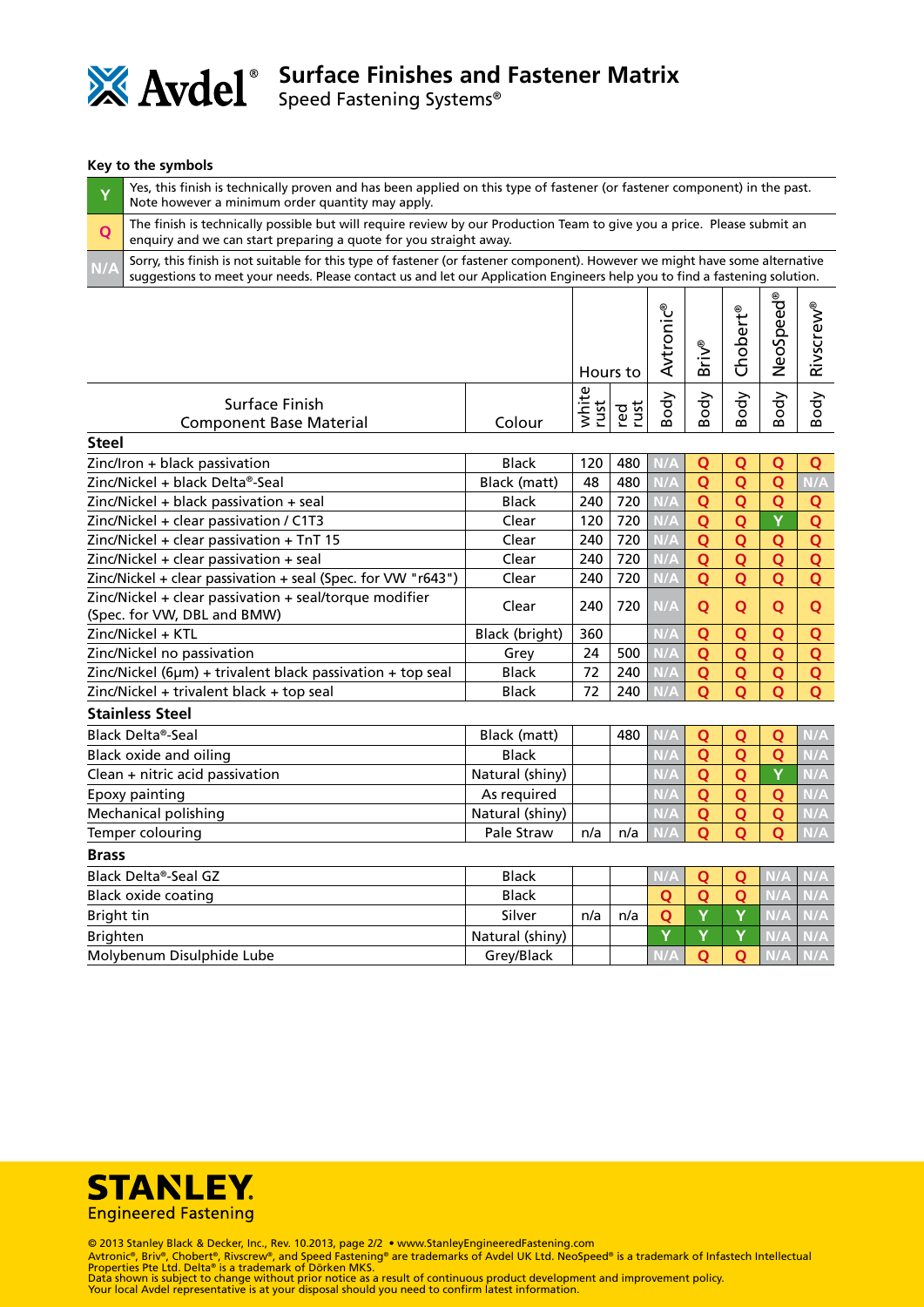# Avdel® Surface Finishes and Fastener Matrix

Speed Fastening Systems®

**Key to the symbols**

| | |
|---|---|
| **Y** | Yes, this finish is technically proven and has been applied on this type of fastener (or fastener component) in the past. Note however a minimum order quantity may apply. |
| **Q** | The finish is technically possible but will require review by our Production Team to give you a price. Please submit an enquiry and we can start preparing a quote for you straight away. |
| **N/A** | Sorry, this finish is not suitable for this type of fastener (or fastener component). However we might have some alternative suggestions to meet your needs. Please contact us and let our Application Engineers help you to find a fastening solution. |

| | | Hours to | | Avtronic® | Briv® | Chobert® | NeoSpeed® | Rivscrew® |
|---|---|---|---|---|---|---|---|---|
| Surface Finish<br>Component Base Material | Colour | white rust | red rust | Body | Body | Body | Body | Body |
| **Steel** | | | | | | | | |
| Zinc/Iron + black passivation | Black | 120 | 480 | N/A | Q | Q | Q | Q |
| Zinc/Nickel + black Delta®-Seal | Black (matt) | 48 | 480 | N/A | Q | Q | Q | N/A |
| Zinc/Nickel + black passivation + seal | Black | 240 | 720 | N/A | Q | Q | Q | Q |
| Zinc/Nickel + clear passivation / C1T3 | Clear | 120 | 720 | N/A | Q | Q | Y | Q |
| Zinc/Nickel + clear passivation + TnT 15 | Clear | 240 | 720 | N/A | Q | Q | Q | Q |
| Zinc/Nickel + clear passivation + seal | Clear | 240 | 720 | N/A | Q | Q | Q | Q |
| Zinc/Nickel + clear passivation + seal (Spec. for VW "r643") | Clear | 240 | 720 | N/A | Q | Q | Q | Q |
| Zinc/Nickel + clear passivation + seal/torque modifier (Spec. for VW, DBL and BMW) | Clear | 240 | 720 | N/A | Q | Q | Q | Q |
| Zinc/Nickel + KTL | Black (bright) | 360 | | N/A | Q | Q | Q | Q |
| Zinc/Nickel no passivation | Grey | 24 | 500 | N/A | Q | Q | Q | Q |
| Zinc/Nickel (6µm) + trivalent black passivation + top seal | Black | 72 | 240 | N/A | Q | Q | Q | Q |
| Zinc/Nickel + trivalent black + top seal | Black | 72 | 240 | N/A | Q | Q | Q | Q |
| **Stainless Steel** | | | | | | | | |
| Black Delta®-Seal | Black (matt) | | 480 | N/A | Q | Q | Q | N/A |
| Black oxide and oiling | Black | | | N/A | Q | Q | Q | N/A |
| Clean + nitric acid passivation | Natural (shiny) | | | N/A | Q | Q | Y | N/A |
| Epoxy painting | As required | | | N/A | Q | Q | Q | N/A |
| Mechanical polishing | Natural (shiny) | | | N/A | Q | Q | Q | N/A |
| Temper colouring | Pale Straw | n/a | n/a | N/A | Q | Q | Q | N/A |
| **Brass** | | | | | | | | |
| Black Delta®-Seal GZ | Black | | | N/A | Q | Q | N/A | N/A |
| Black oxide coating | Black | | | Q | Q | Q | N/A | N/A |
| Bright tin | Silver | n/a | n/a | Q | Y | Y | N/A | N/A |
| Brighten | Natural (shiny) | | | Y | Y | Y | N/A | N/A |
| Molybenum Disulphide Lube | Grey/Black | | | N/A | Q | Q | N/A | N/A |

**STANLEY**
Engineered Fastening

© 2013 Stanley Black & Decker, Inc., Rev. 10.2013, page 2/2 • www.StanleyEngineeredFastening.com
Avtronic®, Briv®, Chobert®, Rivscrew®, and Speed Fastening® are trademarks of Avdel UK Ltd. NeoSpeed® is a trademark of Infastech Intellectual Properties Pte Ltd. Delta® is a trademark of Dörken MKS.
Data shown is subject to change without prior notice as a result of continuous product development and improvement policy.
Your local Avdel representative is at your disposal should you need to confirm latest information.